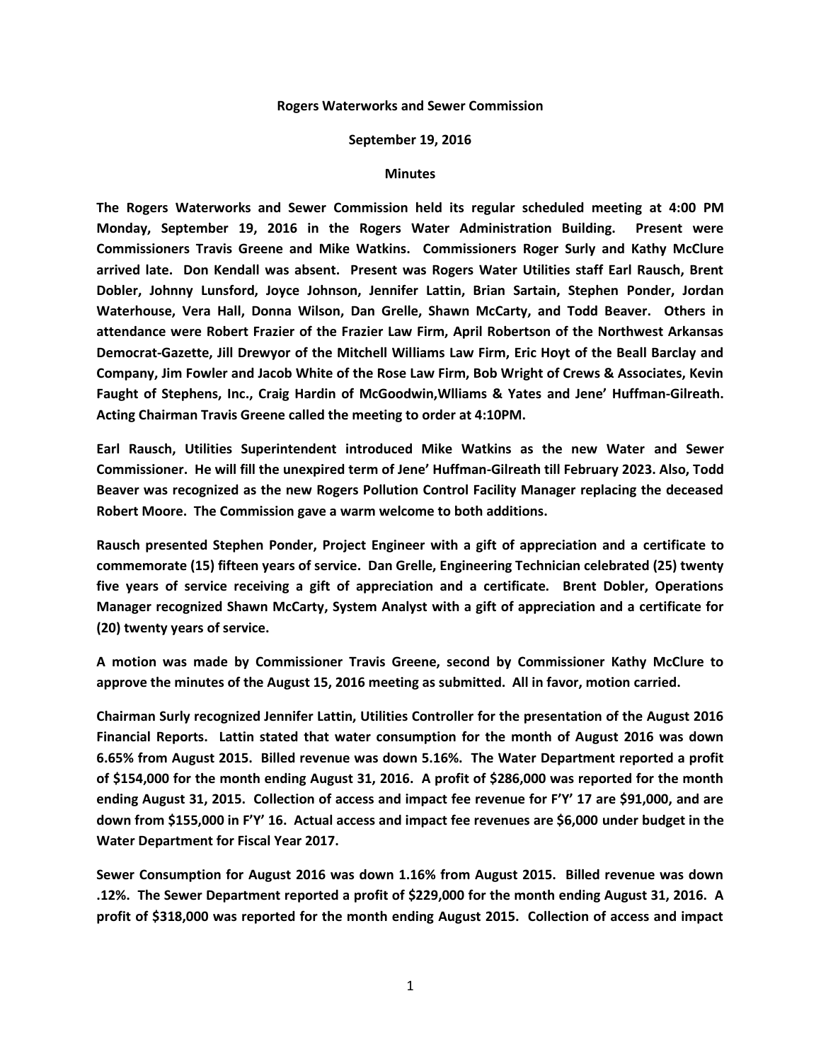**Rogers Waterworks and Sewer Commission**

**September 19, 2016**

**Minutes**

**The Rogers Waterworks and Sewer Commission held its regular scheduled meeting at 4:00 PM Monday, September 19, 2016 in the Rogers Water Administration Building. Present were Commissioners Travis Greene and Mike Watkins. Commissioners Roger Surly and Kathy McClure arrived late. Don Kendall was absent. Present was Rogers Water Utilities staff Earl Rausch, Brent Dobler, Johnny Lunsford, Joyce Johnson, Jennifer Lattin, Brian Sartain, Stephen Ponder, Jordan Waterhouse, Vera Hall, Donna Wilson, Dan Grelle, Shawn McCarty, and Todd Beaver. Others in attendance were Robert Frazier of the Frazier Law Firm, April Robertson of the Northwest Arkansas Democrat-Gazette, Jill Drewyor of the Mitchell Williams Law Firm, Eric Hoyt of the Beall Barclay and Company, Jim Fowler and Jacob White of the Rose Law Firm, Bob Wright of Crews & Associates, Kevin Faught of Stephens, Inc., Craig Hardin of McGoodwin,Wlliams & Yates and Jene' Huffman-Gilreath. Acting Chairman Travis Greene called the meeting to order at 4:10PM.**

**Earl Rausch, Utilities Superintendent introduced Mike Watkins as the new Water and Sewer Commissioner. He will fill the unexpired term of Jene' Huffman-Gilreath till February 2023. Also, Todd Beaver was recognized as the new Rogers Pollution Control Facility Manager replacing the deceased Robert Moore. The Commission gave a warm welcome to both additions.**

**Rausch presented Stephen Ponder, Project Engineer with a gift of appreciation and a certificate to commemorate (15) fifteen years of service. Dan Grelle, Engineering Technician celebrated (25) twenty five years of service receiving a gift of appreciation and a certificate. Brent Dobler, Operations Manager recognized Shawn McCarty, System Analyst with a gift of appreciation and a certificate for (20) twenty years of service.**

**A motion was made by Commissioner Travis Greene, second by Commissioner Kathy McClure to approve the minutes of the August 15, 2016 meeting as submitted. All in favor, motion carried.**

**Chairman Surly recognized Jennifer Lattin, Utilities Controller for the presentation of the August 2016 Financial Reports. Lattin stated that water consumption for the month of August 2016 was down 6.65% from August 2015. Billed revenue was down 5.16%. The Water Department reported a profit of $154,000 for the month ending August 31, 2016. A profit of $286,000 was reported for the month ending August 31, 2015. Collection of access and impact fee revenue for F'Y' 17 are $91,000, and are down from $155,000 in F'Y' 16. Actual access and impact fee revenues are $6,000 under budget in the Water Department for Fiscal Year 2017.**

**Sewer Consumption for August 2016 was down 1.16% from August 2015. Billed revenue was down .12%. The Sewer Department reported a profit of $229,000 for the month ending August 31, 2016. A profit of $318,000 was reported for the month ending August 2015. Collection of access and impact**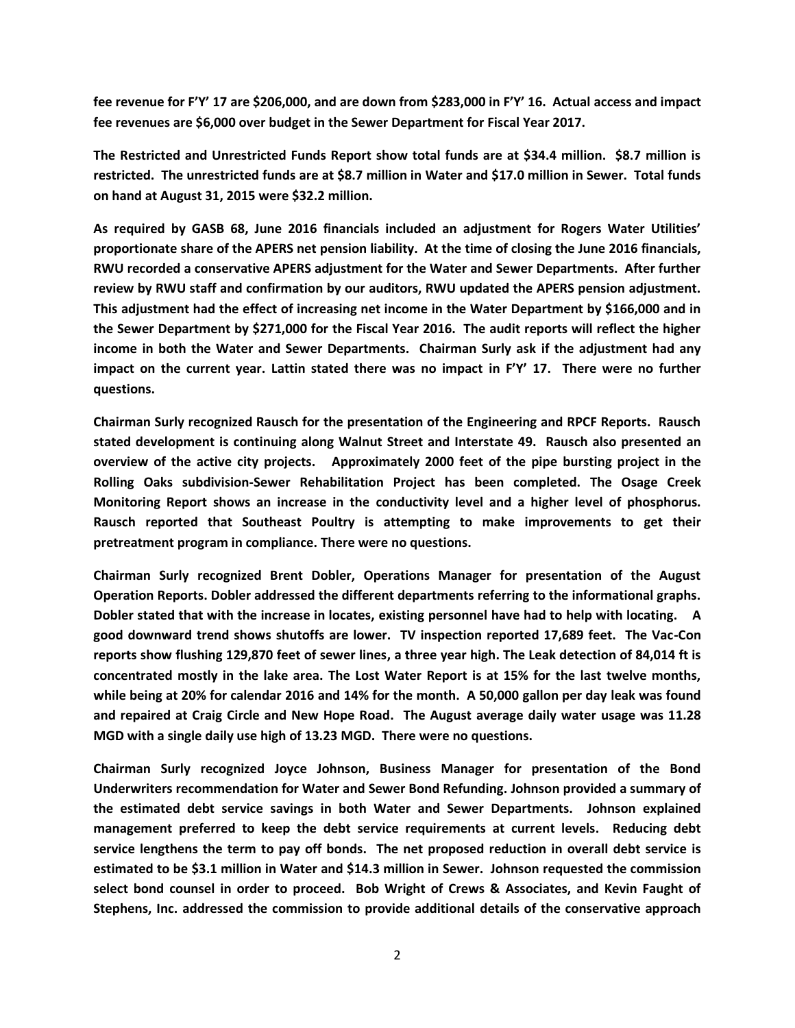**fee revenue for F'Y' 17 are $206,000, and are down from $283,000 in F'Y' 16. Actual access and impact fee revenues are $6,000 over budget in the Sewer Department for Fiscal Year 2017.**

**The Restricted and Unrestricted Funds Report show total funds are at $34.4 million. $8.7 million is restricted. The unrestricted funds are at $8.7 million in Water and $17.0 million in Sewer. Total funds on hand at August 31, 2015 were $32.2 million.**

**As required by GASB 68, June 2016 financials included an adjustment for Rogers Water Utilities' proportionate share of the APERS net pension liability. At the time of closing the June 2016 financials, RWU recorded a conservative APERS adjustment for the Water and Sewer Departments. After further review by RWU staff and confirmation by our auditors, RWU updated the APERS pension adjustment. This adjustment had the effect of increasing net income in the Water Department by $166,000 and in the Sewer Department by $271,000 for the Fiscal Year 2016. The audit reports will reflect the higher income in both the Water and Sewer Departments. Chairman Surly ask if the adjustment had any impact on the current year. Lattin stated there was no impact in F'Y' 17. There were no further questions.**

**Chairman Surly recognized Rausch for the presentation of the Engineering and RPCF Reports. Rausch stated development is continuing along Walnut Street and Interstate 49. Rausch also presented an overview of the active city projects. Approximately 2000 feet of the pipe bursting project in the Rolling Oaks subdivision-Sewer Rehabilitation Project has been completed. The Osage Creek Monitoring Report shows an increase in the conductivity level and a higher level of phosphorus. Rausch reported that Southeast Poultry is attempting to make improvements to get their pretreatment program in compliance. There were no questions.**

**Chairman Surly recognized Brent Dobler, Operations Manager for presentation of the August Operation Reports. Dobler addressed the different departments referring to the informational graphs. Dobler stated that with the increase in locates, existing personnel have had to help with locating. A good downward trend shows shutoffs are lower. TV inspection reported 17,689 feet. The Vac-Con reports show flushing 129,870 feet of sewer lines, a three year high. The Leak detection of 84,014 ft is concentrated mostly in the lake area. The Lost Water Report is at 15% for the last twelve months, while being at 20% for calendar 2016 and 14% for the month. A 50,000 gallon per day leak was found and repaired at Craig Circle and New Hope Road. The August average daily water usage was 11.28 MGD with a single daily use high of 13.23 MGD. There were no questions.**

**Chairman Surly recognized Joyce Johnson, Business Manager for presentation of the Bond Underwriters recommendation for Water and Sewer Bond Refunding. Johnson provided a summary of the estimated debt service savings in both Water and Sewer Departments. Johnson explained management preferred to keep the debt service requirements at current levels. Reducing debt service lengthens the term to pay off bonds. The net proposed reduction in overall debt service is estimated to be $3.1 million in Water and $14.3 million in Sewer. Johnson requested the commission select bond counsel in order to proceed. Bob Wright of Crews & Associates, and Kevin Faught of Stephens, Inc. addressed the commission to provide additional details of the conservative approach**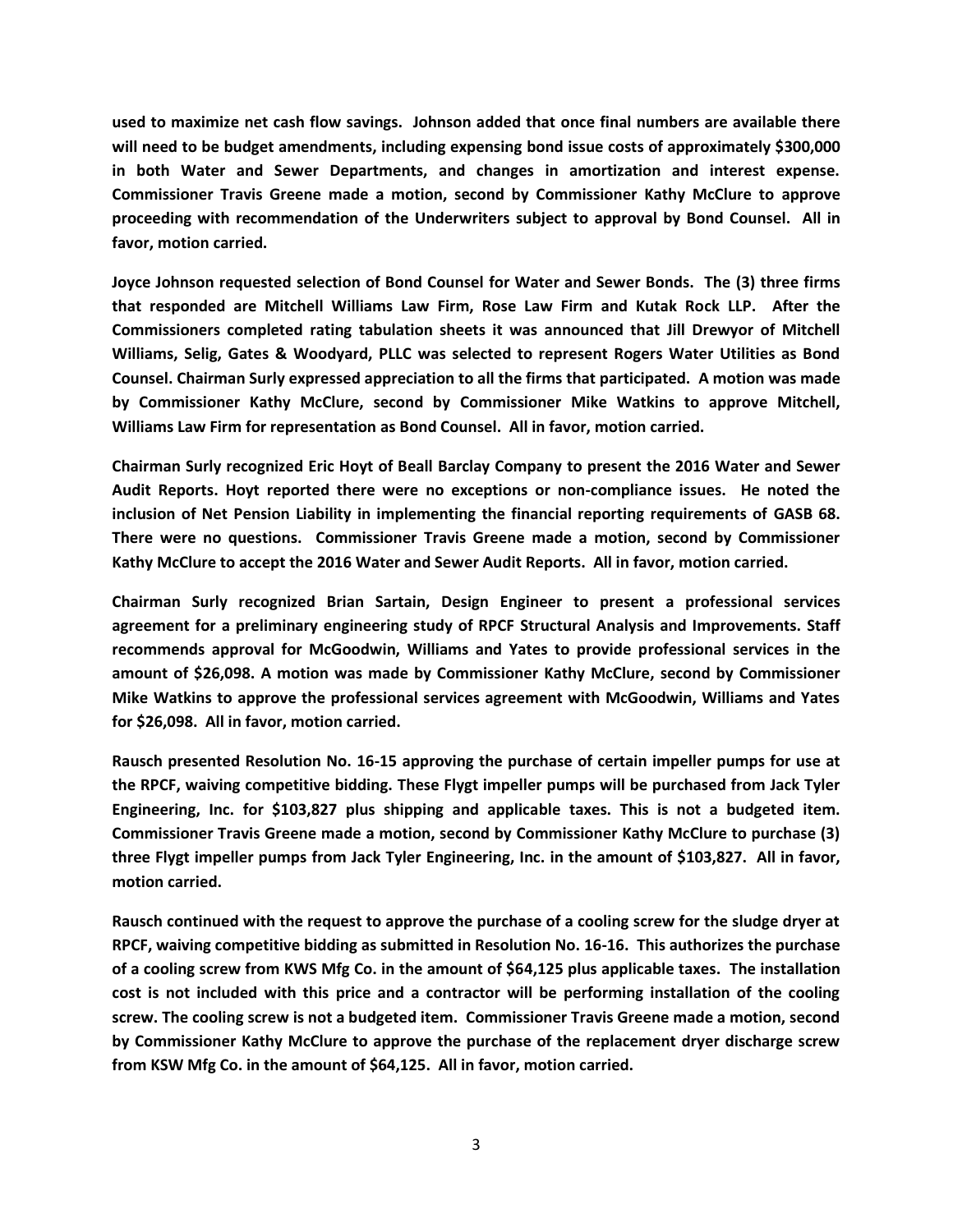**used to maximize net cash flow savings. Johnson added that once final numbers are available there will need to be budget amendments, including expensing bond issue costs of approximately $300,000 in both Water and Sewer Departments, and changes in amortization and interest expense. Commissioner Travis Greene made a motion, second by Commissioner Kathy McClure to approve proceeding with recommendation of the Underwriters subject to approval by Bond Counsel. All in favor, motion carried.**

**Joyce Johnson requested selection of Bond Counsel for Water and Sewer Bonds. The (3) three firms that responded are Mitchell Williams Law Firm, Rose Law Firm and Kutak Rock LLP. After the Commissioners completed rating tabulation sheets it was announced that Jill Drewyor of Mitchell Williams, Selig, Gates & Woodyard, PLLC was selected to represent Rogers Water Utilities as Bond Counsel. Chairman Surly expressed appreciation to all the firms that participated. A motion was made by Commissioner Kathy McClure, second by Commissioner Mike Watkins to approve Mitchell, Williams Law Firm for representation as Bond Counsel. All in favor, motion carried.**

**Chairman Surly recognized Eric Hoyt of Beall Barclay Company to present the 2016 Water and Sewer Audit Reports. Hoyt reported there were no exceptions or non-compliance issues. He noted the inclusion of Net Pension Liability in implementing the financial reporting requirements of GASB 68. There were no questions. Commissioner Travis Greene made a motion, second by Commissioner Kathy McClure to accept the 2016 Water and Sewer Audit Reports. All in favor, motion carried.**

**Chairman Surly recognized Brian Sartain, Design Engineer to present a professional services agreement for a preliminary engineering study of RPCF Structural Analysis and Improvements. Staff recommends approval for McGoodwin, Williams and Yates to provide professional services in the amount of $26,098. A motion was made by Commissioner Kathy McClure, second by Commissioner Mike Watkins to approve the professional services agreement with McGoodwin, Williams and Yates for $26,098. All in favor, motion carried.**

**Rausch presented Resolution No. 16-15 approving the purchase of certain impeller pumps for use at the RPCF, waiving competitive bidding. These Flygt impeller pumps will be purchased from Jack Tyler Engineering, Inc. for $103,827 plus shipping and applicable taxes. This is not a budgeted item. Commissioner Travis Greene made a motion, second by Commissioner Kathy McClure to purchase (3) three Flygt impeller pumps from Jack Tyler Engineering, Inc. in the amount of $103,827. All in favor, motion carried.**

**Rausch continued with the request to approve the purchase of a cooling screw for the sludge dryer at RPCF, waiving competitive bidding as submitted in Resolution No. 16-16. This authorizes the purchase of a cooling screw from KWS Mfg Co. in the amount of $64,125 plus applicable taxes. The installation cost is not included with this price and a contractor will be performing installation of the cooling screw. The cooling screw is not a budgeted item. Commissioner Travis Greene made a motion, second by Commissioner Kathy McClure to approve the purchase of the replacement dryer discharge screw from KSW Mfg Co. in the amount of $64,125. All in favor, motion carried.**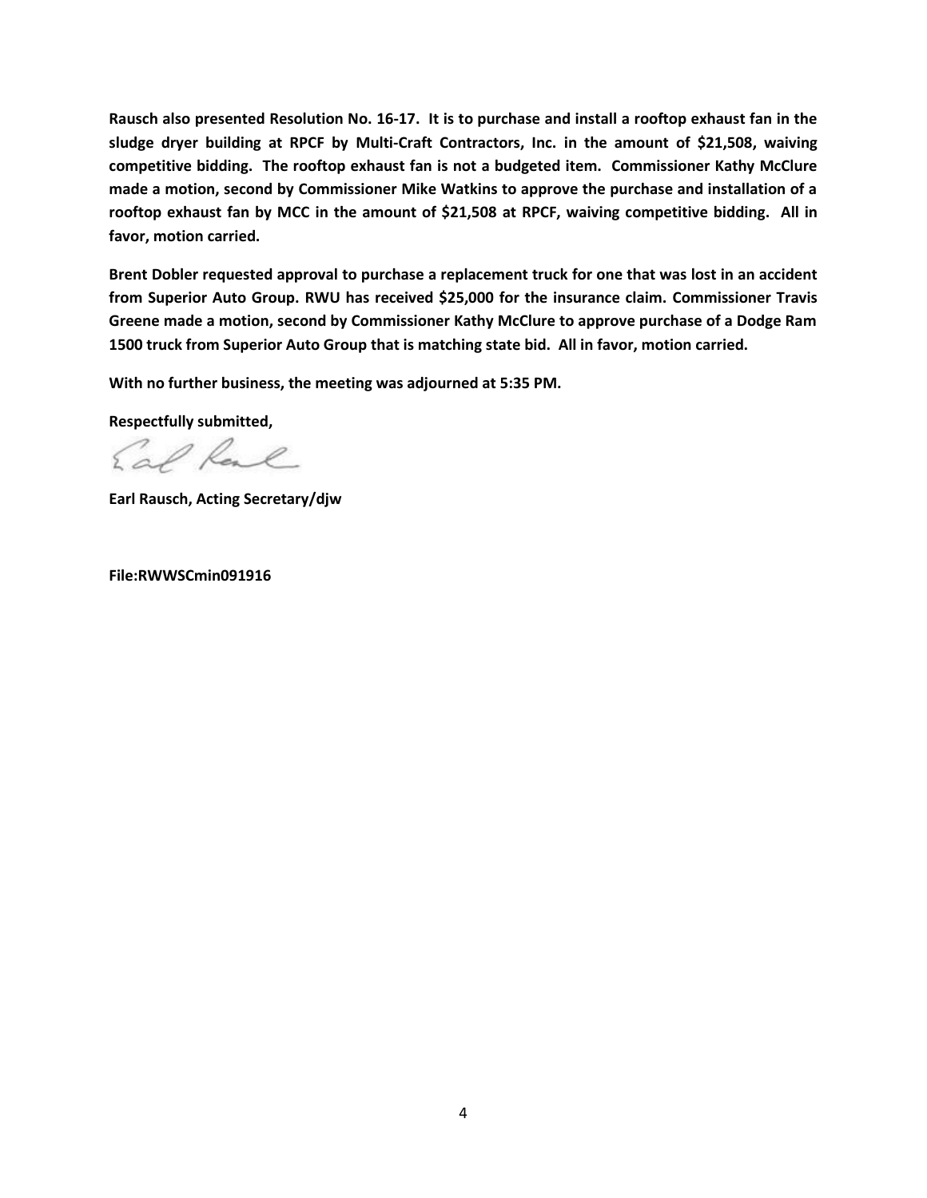**Rausch also presented Resolution No. 16-17. It is to purchase and install a rooftop exhaust fan in the sludge dryer building at RPCF by Multi-Craft Contractors, Inc. in the amount of $21,508, waiving competitive bidding. The rooftop exhaust fan is not a budgeted item. Commissioner Kathy McClure made a motion, second by Commissioner Mike Watkins to approve the purchase and installation of a rooftop exhaust fan by MCC in the amount of $21,508 at RPCF, waiving competitive bidding. All in favor, motion carried.**

**Brent Dobler requested approval to purchase a replacement truck for one that was lost in an accident from Superior Auto Group. RWU has received $25,000 for the insurance claim. Commissioner Travis Greene made a motion, second by Commissioner Kathy McClure to approve purchase of a Dodge Ram 1500 truck from Superior Auto Group that is matching state bid. All in favor, motion carried.**

**With no further business, the meeting was adjourned at 5:35 PM.**

**Respectfully submitted,**

**Earl Rausch, Acting Secretary/djw**

**File:RWWSCmin091916**